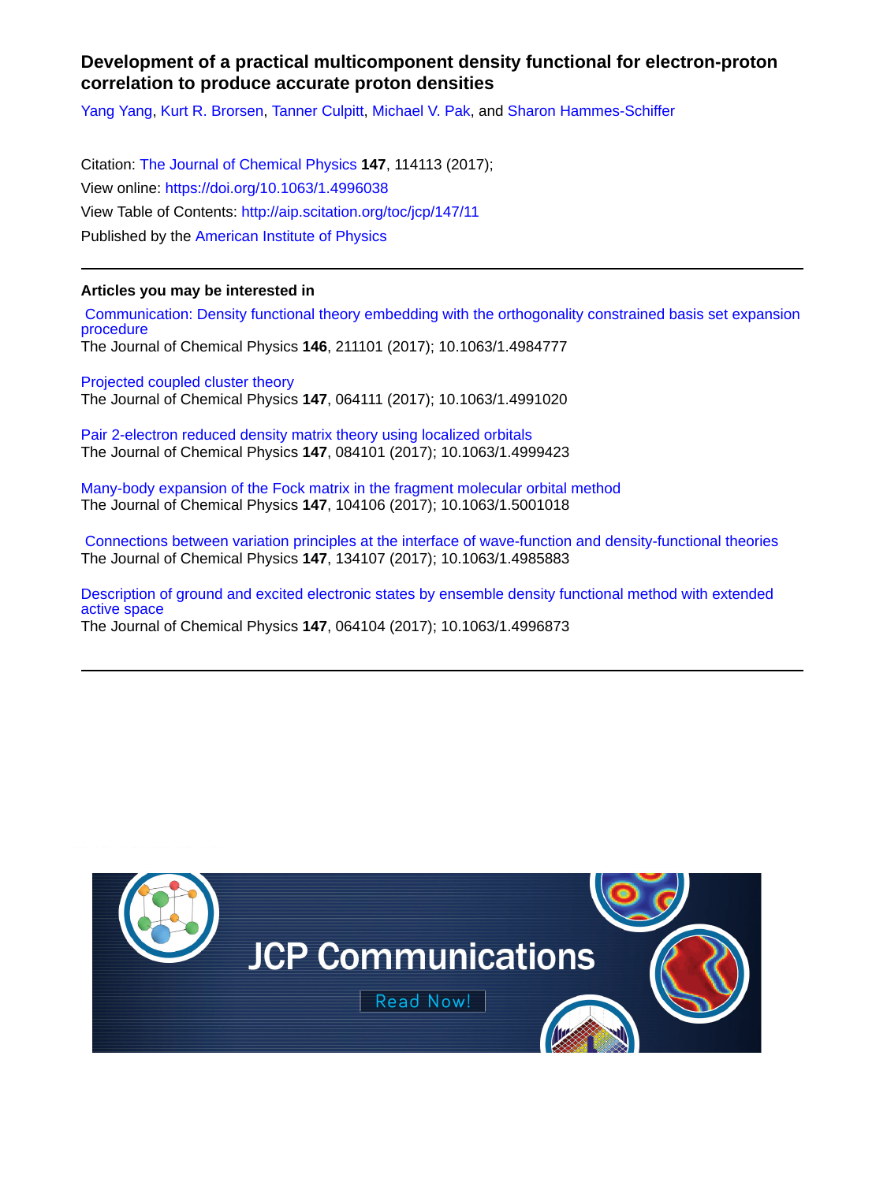# Development of a practical multicomponent density functional for electron-proton correlation to produce accurate proton densities

Yang Yang, Kurt R. Brorsen, Tanner Culpitt, Michael V. Pak, and Sharon Hammes-Schiffer

Citation: The Journal of Chemical Physics **147**, 114113 (2017);
View online: https://doi.org/10.1063/1.4996038
View Table of Contents: http://aip.scitation.org/toc/jcp/147/11
Published by the American Institute of Physics

## Articles you may be interested in

Communication: Density functional theory embedding with the orthogonality constrained basis set expansion procedure
The Journal of Chemical Physics **146**, 211101 (2017); 10.1063/1.4984777

Projected coupled cluster theory
The Journal of Chemical Physics **147**, 064111 (2017); 10.1063/1.4991020

Pair 2-electron reduced density matrix theory using localized orbitals
The Journal of Chemical Physics **147**, 084101 (2017); 10.1063/1.4999423

Many-body expansion of the Fock matrix in the fragment molecular orbital method
The Journal of Chemical Physics **147**, 104106 (2017); 10.1063/1.5001018

Connections between variation principles at the interface of wave-function and density-functional theories
The Journal of Chemical Physics **147**, 134107 (2017); 10.1063/1.4985883

Description of ground and excited electronic states by ensemble density functional method with extended active space
The Journal of Chemical Physics **147**, 064104 (2017); 10.1063/1.4996873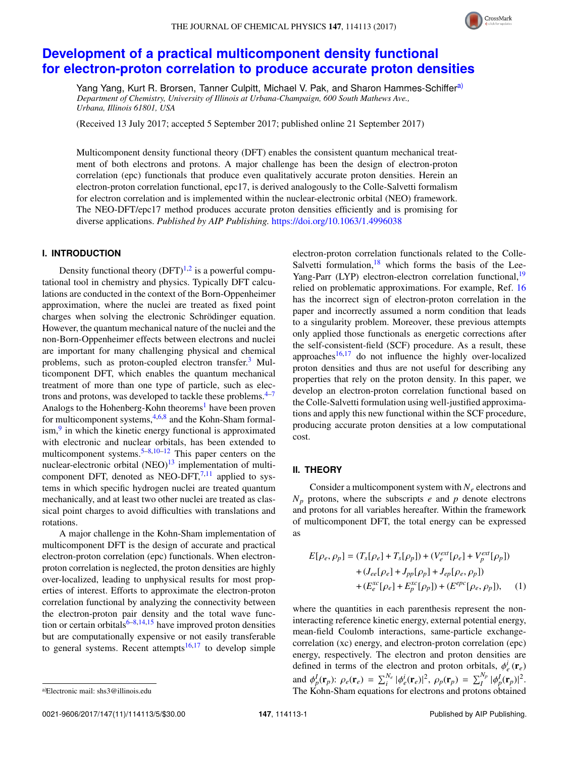# Development of a practical multicomponent density functional for electron-proton correlation to produce accurate proton densities

Yang Yang, Kurt R. Brorsen, Tanner Culpitt, Michael V. Pak, and Sharon Hammes-Schiffer[a]

*Department of Chemistry, University of Illinois at Urbana-Champaign, 600 South Mathews Ave., Urbana, Illinois 61801, USA*

(Received 13 July 2017; accepted 5 September 2017; published online 21 September 2017)

Multicomponent density functional theory (DFT) enables the consistent quantum mechanical treatment of both electrons and protons. A major challenge has been the design of electron-proton correlation (epc) functionals that produce even qualitatively accurate proton densities. Herein an electron-proton correlation functional, epc17, is derived analogously to the Colle-Salvetti formalism for electron correlation and is implemented within the nuclear-electronic orbital (NEO) framework. The NEO-DFT/epc17 method produces accurate proton densities efficiently and is promising for diverse applications. *Published by AIP Publishing.* https://doi.org/10.1063/1.4996038

## I. INTRODUCTION

Density functional theory (DFT)[1,2] is a powerful computational tool in chemistry and physics. Typically DFT calculations are conducted in the context of the Born-Oppenheimer approximation, where the nuclei are treated as fixed point charges when solving the electronic Schrödinger equation. However, the quantum mechanical nature of the nuclei and the non-Born-Oppenheimer effects between electrons and nuclei are important for many challenging physical and chemical problems, such as proton-coupled electron transfer.[3] Multicomponent DFT, which enables the quantum mechanical treatment of more than one type of particle, such as electrons and protons, was developed to tackle these problems.[4–7] Analogs to the Hohenberg-Kohn theorems[1] have been proven for multicomponent systems,[4,6,8] and the Kohn-Sham formalism,[9] in which the kinetic energy functional is approximated with electronic and nuclear orbitals, has been extended to multicomponent systems.[5–8,10–12] This paper centers on the nuclear-electronic orbital (NEO)[13] implementation of multicomponent DFT, denoted as NEO-DFT,[7,11] applied to systems in which specific hydrogen nuclei are treated quantum mechanically, and at least two other nuclei are treated as classical point charges to avoid difficulties with translations and rotations.

A major challenge in the Kohn-Sham implementation of multicomponent DFT is the design of accurate and practical electron-proton correlation (epc) functionals. When electron-proton correlation is neglected, the proton densities are highly over-localized, leading to unphysical results for most properties of interest. Efforts to approximate the electron-proton correlation functional by analyzing the connectivity between the electron-proton pair density and the total wave function or certain orbitals[6–8,14,15] have improved proton densities but are computationally expensive or not easily transferable to general systems. Recent attempts[16,17] to develop simple electron-proton correlation functionals related to the Colle-Salvetti formulation,[18] which forms the basis of the Lee-Yang-Parr (LYP) electron-electron correlation functional,[19] relied on problematic approximations. For example, Ref. 16 has the incorrect sign of electron-proton correlation in the paper and incorrectly assumed a norm condition that leads to a singularity problem. Moreover, these previous attempts only applied those functionals as energetic corrections after the self-consistent-field (SCF) procedure. As a result, these approaches[16,17] do not influence the highly over-localized proton densities and thus are not useful for describing any properties that rely on the proton density. In this paper, we develop an electron-proton correlation functional based on the Colle-Salvetti formulation using well-justified approximations and apply this new functional within the SCF procedure, producing accurate proton densities at a low computational cost.

## II. THEORY

Consider a multicomponent system with $N_e$ electrons and $N_p$ protons, where the subscripts $e$ and $p$ denote electrons and protons for all variables hereafter. Within the framework of multicomponent DFT, the total energy can be expressed as

$$
\begin{aligned}
E[\rho_e, \rho_p] = &(T_s[\rho_e] + T_s[\rho_p]) + (V_e^{ext}[\rho_e] + V_p^{ext}[\rho_p]) \\
&+ (J_{ee}[\rho_e] + J_{pp}[\rho_p] + J_{ep}[\rho_e, \rho_p]) \\
&+ (E_e^{xc}[\rho_e] + E_p^{xc}[\rho_p]) + (E^{epc}[\rho_e, \rho_p]), \qquad (1)
\end{aligned}
$$

where the quantities in each parenthesis represent the non-interacting reference kinetic energy, external potential energy, mean-field Coulomb interactions, same-particle exchange-correlation (xc) energy, and electron-proton correlation (epc) energy, respectively. The electron and proton densities are defined in terms of the electron and proton orbitals, $\phi_e^i(\mathbf{r}_e)$ and $\phi_p^I(\mathbf{r}_p)$: $\rho_e(\mathbf{r}_e) = \sum_i^{N_e} |\phi_e^i(\mathbf{r}_e)|^2$, $\rho_p(\mathbf{r}_p) = \sum_I^{N_p} |\phi_p^I(\mathbf{r}_p)|^2$. The Kohn-Sham equations for electrons and protons obtained

[a]Electronic mail: shs3@illinois.edu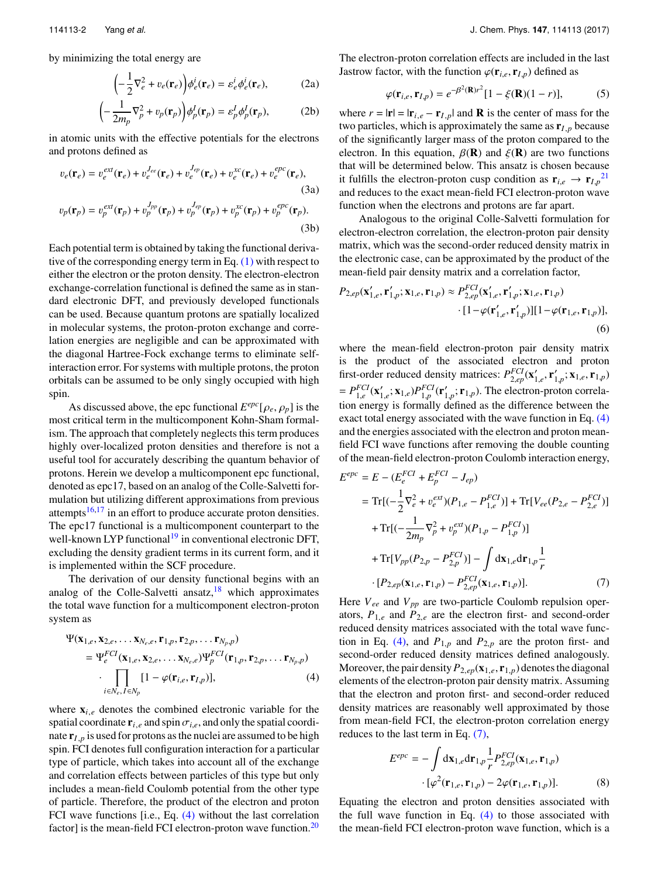by minimizing the total energy are

$$\left(-\frac{1}{2}\nabla_e^2 + v_e(\mathbf{r}_e)\right)\phi_e^i(\mathbf{r}_e) = \varepsilon_e^i \phi_e^i(\mathbf{r}_e), \tag{2a}$$

$$\left(-\frac{1}{2m_p}\nabla_p^2 + v_p(\mathbf{r}_p)\right)\phi_p^I(\mathbf{r}_p) = \varepsilon_p^I \phi_p^I(\mathbf{r}_p), \tag{2b}$$

in atomic units with the effective potentials for the electrons and protons defined as

$$v_e(\mathbf{r}_e) = v_e^{ext}(\mathbf{r}_e) + v_e^{J_{ee}}(\mathbf{r}_e) + v_e^{J_{ep}}(\mathbf{r}_e) + v_e^{xc}(\mathbf{r}_e) + v_e^{epc}(\mathbf{r}_e), \tag{3a}$$

$$v_p(\mathbf{r}_p) = v_p^{ext}(\mathbf{r}_p) + v_p^{J_{pp}}(\mathbf{r}_p) + v_p^{J_{ep}}(\mathbf{r}_p) + v_p^{xc}(\mathbf{r}_p) + v_p^{epc}(\mathbf{r}_p). \tag{3b}$$

Each potential term is obtained by taking the functional derivative of the corresponding energy term in Eq. (1) with respect to either the electron or the proton density. The electron-electron exchange-correlation functional is defined the same as in standard electronic DFT, and previously developed functionals can be used. Because quantum protons are spatially localized in molecular systems, the proton-proton exchange and correlation energies are negligible and can be approximated with the diagonal Hartree-Fock exchange terms to eliminate self-interaction error. For systems with multiple protons, the proton orbitals can be assumed to be only singly occupied with high spin.

As discussed above, the epc functional $E^{epc}[\rho_e, \rho_p]$ is the most critical term in the multicomponent Kohn-Sham formalism. The approach that completely neglects this term produces highly over-localized proton densities and therefore is not a useful tool for accurately describing the quantum behavior of protons. Herein we develop a multicomponent epc functional, denoted as epc17, based on an analog of the Colle-Salvetti formulation but utilizing different approximations from previous attempts[16,17] in an effort to produce accurate proton densities. The epc17 functional is a multicomponent counterpart to the well-known LYP functional[19] in conventional electronic DFT, excluding the density gradient terms in its current form, and it is implemented within the SCF procedure.

The derivation of our density functional begins with an analog of the Colle-Salvetti ansatz,[18] which approximates the total wave function for a multicomponent electron-proton system as

$$\begin{aligned}\Psi(\mathbf{x}_{1,e}, \mathbf{x}_{2,e}, \ldots \mathbf{x}_{N_e,e}, \mathbf{r}_{1,p}, \mathbf{r}_{2,p}, \ldots \mathbf{r}_{N_p,p}) \\ = \Psi_e^{FCI}(\mathbf{x}_{1,e}, \mathbf{x}_{2,e}, \ldots \mathbf{x}_{N_e,e})\Psi_p^{FCI}(\mathbf{r}_{1,p}, \mathbf{r}_{2,p}, \ldots \mathbf{r}_{N_p,p}) \\ \cdot \prod_{i\in N_e, I\in N_p}[1 - \varphi(\mathbf{r}_{i,e}, \mathbf{r}_{I,p})],\end{aligned} \tag{4}$$

where $\mathbf{x}_{i,e}$ denotes the combined electronic variable for the spatial coordinate $\mathbf{r}_{i,e}$ and spin $\sigma_{i,e}$, and only the spatial coordinate $\mathbf{r}_{I,p}$ is used for protons as the nuclei are assumed to be high spin. FCI denotes full configuration interaction for a particular type of particle, which takes into account all of the exchange and correlation effects between particles of this type but only includes a mean-field Coulomb potential from the other type of particle. Therefore, the product of the electron and proton FCI wave functions [i.e., Eq. (4) without the last correlation factor] is the mean-field FCI electron-proton wave function.[20] The electron-proton correlation effects are included in the last Jastrow factor, with the function $\varphi(\mathbf{r}_{i,e}, \mathbf{r}_{I,p})$ defined as

$$\varphi(\mathbf{r}_{i,e}, \mathbf{r}_{I,p}) = e^{-\beta^2(\mathbf{R})r^2}[1 - \xi(\mathbf{R})(1 - r)], \tag{5}$$

where $r = |\mathbf{r}| = |\mathbf{r}_{i,e} - \mathbf{r}_{I,p}|$ and $\mathbf{R}$ is the center of mass for the two particles, which is approximately the same as $\mathbf{r}_{I,p}$ because of the significantly larger mass of the proton compared to the electron. In this equation, $\beta(\mathbf{R})$ and $\xi(\mathbf{R})$ are two functions that will be determined below. This ansatz is chosen because it fulfills the electron-proton cusp condition as $\mathbf{r}_{i,e} \to \mathbf{r}_{I,p}$[21] and reduces to the exact mean-field FCI electron-proton wave function when the electrons and protons are far apart.

Analogous to the original Colle-Salvetti formulation for electron-electron correlation, the electron-proton pair density matrix, which was the second-order reduced density matrix in the electronic case, can be approximated by the product of the mean-field pair density matrix and a correlation factor,

$$\begin{aligned}P_{2,ep}(\mathbf{x}'_{1,e}, \mathbf{r}'_{1,p}; \mathbf{x}_{1,e}, \mathbf{r}_{1,p}) \approx P_{2,ep}^{FCI}(\mathbf{x}'_{1,e}, \mathbf{r}'_{1,p}; \mathbf{x}_{1,e}, \mathbf{r}_{1,p}) \\ \cdot [1 - \varphi(\mathbf{r}'_{1,e}, \mathbf{r}'_{1,p})][1 - \varphi(\mathbf{r}_{1,e}, \mathbf{r}_{1,p})],\end{aligned} \tag{6}$$

where the mean-field electron-proton pair density matrix is the product of the associated electron and proton first-order reduced density matrices: $P_{2,ep}^{FCI}(\mathbf{x}'_{1,e}, \mathbf{r}'_{1,p}; \mathbf{x}_{1,e}, \mathbf{r}_{1,p}) = P_{1,e}^{FCI}(\mathbf{x}'_{1,e}; \mathbf{x}_{1,e}) P_{1,p}^{FCI}(\mathbf{r}'_{1,p}; \mathbf{r}_{1,p})$. The electron-proton correlation energy is formally defined as the difference between the exact total energy associated with the wave function in Eq. (4) and the energies associated with the electron and proton mean-field FCI wave functions after removing the double counting of the mean-field electron-proton Coulomb interaction energy,

$$\begin{aligned}E^{epc} &= E - (E_e^{FCI} + E_p^{FCI} - J_{ep}) \\ &= \mathrm{Tr}[(-\frac{1}{2}\nabla_e^2 + v_e^{ext})(P_{1,e} - P_{1,e}^{FCI})] + \mathrm{Tr}[V_{ee}(P_{2,e} - P_{2,e}^{FCI})] \\ &\quad + \mathrm{Tr}[(-\frac{1}{2m_p}\nabla_p^2 + v_p^{ext})(P_{1,p} - P_{1,p}^{FCI})] \\ &\quad + \mathrm{Tr}[V_{pp}(P_{2,p} - P_{2,p}^{FCI})] - \int d\mathbf{x}_{1,e} d\mathbf{r}_{1,p} \frac{1}{r} \\ &\quad \cdot [P_{2,ep}(\mathbf{x}_{1,e}, \mathbf{r}_{1,p}) - P_{2,ep}^{FCI}(\mathbf{x}_{1,e}, \mathbf{r}_{1,p})].\end{aligned} \tag{7}$$

Here $V_{ee}$ and $V_{pp}$ are two-particle Coulomb repulsion operators, $P_{1,e}$ and $P_{2,e}$ are the electron first- and second-order reduced density matrices associated with the total wave function in Eq. (4), and $P_{1,p}$ and $P_{2,p}$ are the proton first- and second-order reduced density matrices defined analogously. Moreover, the pair density $P_{2,ep}(\mathbf{x}_{1,e}, \mathbf{r}_{1,p})$ denotes the diagonal elements of the electron-proton pair density matrix. Assuming that the electron and proton first- and second-order reduced density matrices are reasonably well approximated by those from mean-field FCI, the electron-proton correlation energy reduces to the last term in Eq. (7),

$$\begin{aligned}E^{epc} = -\int d\mathbf{x}_{1,e} d\mathbf{r}_{1,p} \frac{1}{r} P_{2,ep}^{FCI}(\mathbf{x}_{1,e}, \mathbf{r}_{1,p}) \\ \cdot [\varphi^2(\mathbf{r}_{1,e}, \mathbf{r}_{1,p}) - 2\varphi(\mathbf{r}_{1,e}, \mathbf{r}_{1,p})].\end{aligned} \tag{8}$$

Equating the electron and proton densities associated with the full wave function in Eq. (4) to those associated with the mean-field FCI electron-proton wave function, which is a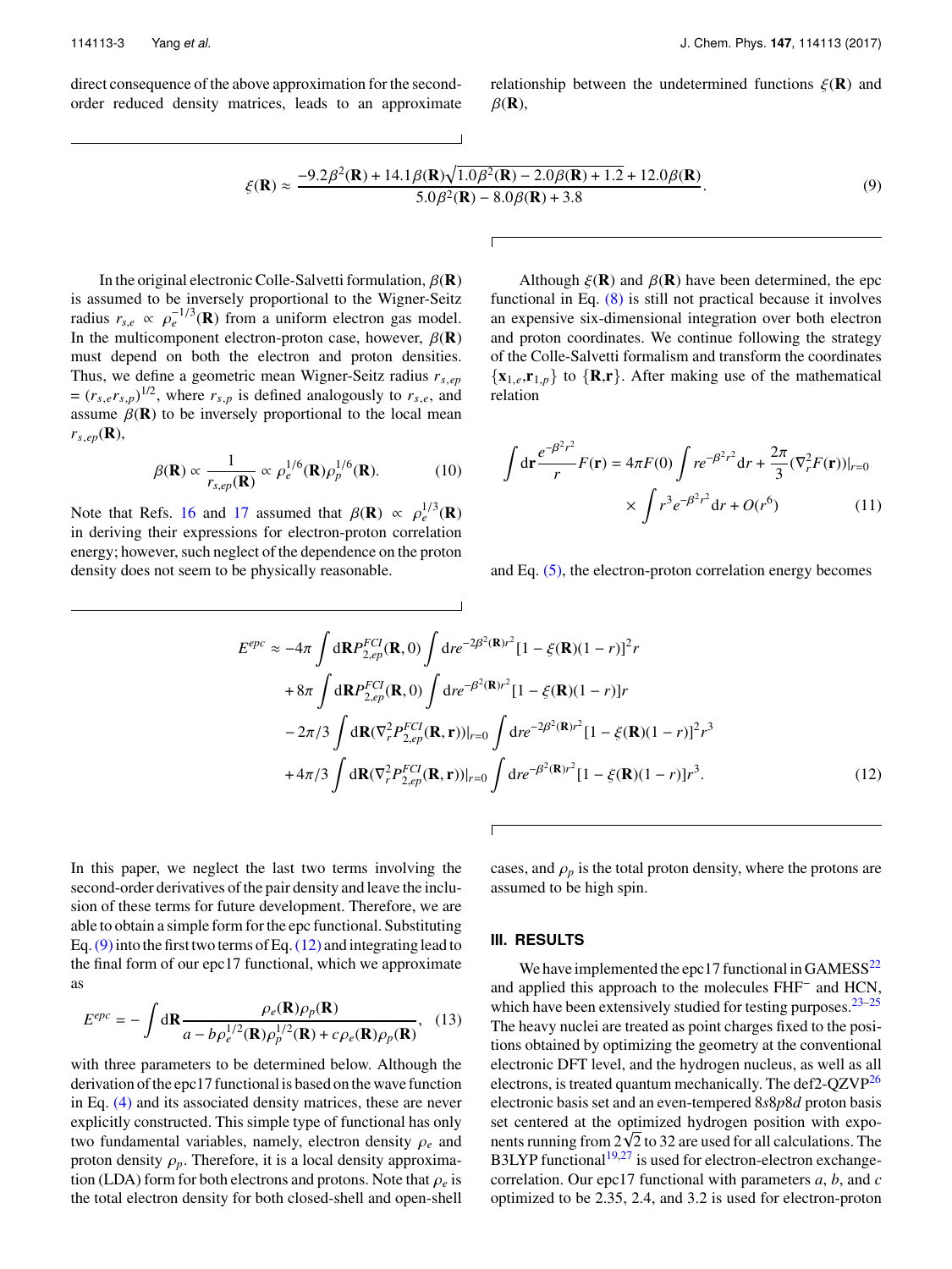direct consequence of the above approximation for the second-order reduced density matrices, leads to an approximate relationship between the undetermined functions $\xi(\mathbf{R})$ and $\beta(\mathbf{R})$,

$$\xi(\mathbf{R}) \approx \frac{-9.2\beta^2(\mathbf{R}) + 14.1\beta(\mathbf{R})\sqrt{1.0\beta^2(\mathbf{R}) - 2.0\beta(\mathbf{R}) + 1.2} + 12.0\beta(\mathbf{R})}{5.0\beta^2(\mathbf{R}) - 8.0\beta(\mathbf{R}) + 3.8}. \tag{9}$$

In the original electronic Colle-Salvetti formulation, $\beta(\mathbf{R})$ is assumed to be inversely proportional to the Wigner-Seitz radius $r_{s,e} \propto \rho_e^{-1/3}(\mathbf{R})$ from a uniform electron gas model. In the multicomponent electron-proton case, however, $\beta(\mathbf{R})$ must depend on both the electron and proton densities. Thus, we define a geometric mean Wigner-Seitz radius $r_{s,ep} = (r_{s,e}r_{s,p})^{1/2}$, where $r_{s,p}$ is defined analogously to $r_{s,e}$, and assume $\beta(\mathbf{R})$ to be inversely proportional to the local mean $r_{s,ep}(\mathbf{R})$,

$$\beta(\mathbf{R}) \propto \frac{1}{r_{s,ep}(\mathbf{R})} \propto \rho_e^{1/6}(\mathbf{R})\rho_p^{1/6}(\mathbf{R}). \tag{10}$$

Note that Refs. 16 and 17 assumed that $\beta(\mathbf{R}) \propto \rho_e^{1/3}(\mathbf{R})$ in deriving their expressions for electron-proton correlation energy; however, such neglect of the dependence on the proton density does not seem to be physically reasonable.

Although $\xi(\mathbf{R})$ and $\beta(\mathbf{R})$ have been determined, the epc functional in Eq. (8) is still not practical because it involves an expensive six-dimensional integration over both electron and proton coordinates. We continue following the strategy of the Colle-Salvetti formalism and transform the coordinates $\{\mathbf{x}_{1,e},\mathbf{r}_{1,p}\}$ to $\{\mathbf{R},\mathbf{r}\}$. After making use of the mathematical relation

$$\int \mathrm{d}\mathbf{r}\frac{e^{-\beta^2 r^2}}{r}F(\mathbf{r}) = 4\pi F(0)\int re^{-\beta^2 r^2}\mathrm{d}r + \frac{2\pi}{3}(\nabla_r^2 F(\mathbf{r}))|_{r=0} \times \int r^3 e^{-\beta^2 r^2}\mathrm{d}r + O(r^6) \tag{11}$$

and Eq. (5), the electron-proton correlation energy becomes

$$\begin{aligned}
E^{epc} \approx &-4\pi\int \mathrm{d}\mathbf{R}P_{2,ep}^{FCI}(\mathbf{R},0)\int \mathrm{d}re^{-2\beta^2(\mathbf{R})r^2}[1-\xi(\mathbf{R})(1-r)]^2 r \\
&+ 8\pi\int \mathrm{d}\mathbf{R}P_{2,ep}^{FCI}(\mathbf{R},0)\int \mathrm{d}re^{-\beta^2(\mathbf{R})r^2}[1-\xi(\mathbf{R})(1-r)]r \\
&- 2\pi/3\int \mathrm{d}\mathbf{R}(\nabla_r^2 P_{2,ep}^{FCI}(\mathbf{R},\mathbf{r}))|_{r=0}\int \mathrm{d}re^{-2\beta^2(\mathbf{R})r^2}[1-\xi(\mathbf{R})(1-r)]^2 r^3 \\
&+ 4\pi/3\int \mathrm{d}\mathbf{R}(\nabla_r^2 P_{2,ep}^{FCI}(\mathbf{R},\mathbf{r}))|_{r=0}\int \mathrm{d}re^{-\beta^2(\mathbf{R})r^2}[1-\xi(\mathbf{R})(1-r)]r^3.
\end{aligned} \tag{12}$$

In this paper, we neglect the last two terms involving the second-order derivatives of the pair density and leave the inclusion of these terms for future development. Therefore, we are able to obtain a simple form for the epc functional. Substituting Eq. (9) into the first two terms of Eq. (12) and integrating lead to the final form of our epc17 functional, which we approximate as

$$E^{epc} = -\int \mathrm{d}\mathbf{R}\frac{\rho_e(\mathbf{R})\rho_p(\mathbf{R})}{a - b\rho_e^{1/2}(\mathbf{R})\rho_p^{1/2}(\mathbf{R}) + c\rho_e(\mathbf{R})\rho_p(\mathbf{R})}, \tag{13}$$

with three parameters to be determined below. Although the derivation of the epc17 functional is based on the wave function in Eq. (4) and its associated density matrices, these are never explicitly constructed. This simple type of functional has only two fundamental variables, namely, electron density $\rho_e$ and proton density $\rho_p$. Therefore, it is a local density approximation (LDA) form for both electrons and protons. Note that $\rho_e$ is the total electron density for both closed-shell and open-shell cases, and $\rho_p$ is the total proton density, where the protons are assumed to be high spin.

## III. RESULTS

We have implemented the epc17 functional in GAMESS[22] and applied this approach to the molecules $FHF^-$ and HCN, which have been extensively studied for testing purposes.[23–25] The heavy nuclei are treated as point charges fixed to the positions obtained by optimizing the geometry at the conventional electronic DFT level, and the hydrogen nucleus, as well as all electrons, is treated quantum mechanically. The def2-QZVP[26] electronic basis set and an even-tempered 8s8p8d proton basis set centered at the optimized hydrogen position with exponents running from $2\sqrt{2}$ to 32 are used for all calculations. The B3LYP functional[19,27] is used for electron-electron exchange-correlation. Our epc17 functional with parameters $a$, $b$, and $c$ optimized to be 2.35, 2.4, and 3.2 is used for electron-proton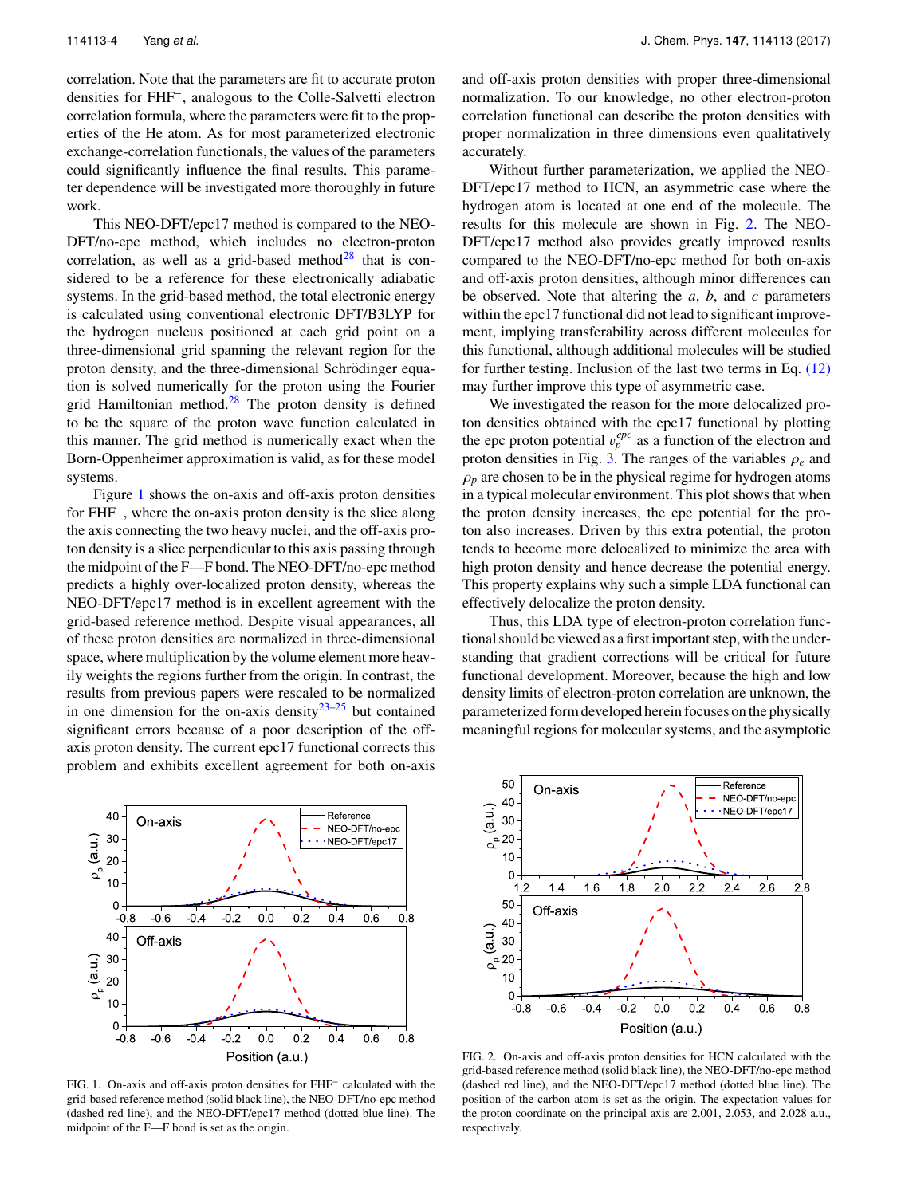correlation. Note that the parameters are fit to accurate proton densities for $FHF^-$, analogous to the Colle-Salvetti electron correlation formula, where the parameters were fit to the properties of the He atom. As for most parameterized electronic exchange-correlation functionals, the values of the parameters could significantly influence the final results. This parameter dependence will be investigated more thoroughly in future work.

This NEO-DFT/epc17 method is compared to the NEO-DFT/no-epc method, which includes no electron-proton correlation, as well as a grid-based method[28] that is considered to be a reference for these electronically adiabatic systems. In the grid-based method, the total electronic energy is calculated using conventional electronic DFT/B3LYP for the hydrogen nucleus positioned at each grid point on a three-dimensional grid spanning the relevant region for the proton density, and the three-dimensional Schrödinger equation is solved numerically for the proton using the Fourier grid Hamiltonian method.[28] The proton density is defined to be the square of the proton wave function calculated in this manner. The grid method is numerically exact when the Born-Oppenheimer approximation is valid, as for these model systems.

Figure 1 shows the on-axis and off-axis proton densities for $FHF^-$, where the on-axis proton density is the slice along the axis connecting the two heavy nuclei, and the off-axis proton density is a slice perpendicular to this axis passing through the midpoint of the F—F bond. The NEO-DFT/no-epc method predicts a highly over-localized proton density, whereas the NEO-DFT/epc17 method is in excellent agreement with the grid-based reference method. Despite visual appearances, all of these proton densities are normalized in three-dimensional space, where multiplication by the volume element more heavily weights the regions further from the origin. In contrast, the results from previous papers were rescaled to be normalized in one dimension for the on-axis density[23–25] but contained significant errors because of a poor description of the off-axis proton density. The current epc17 functional corrects this problem and exhibits excellent agreement for both on-axis and off-axis proton densities with proper three-dimensional normalization. To our knowledge, no other electron-proton correlation functional can describe the proton densities with proper normalization in three dimensions even qualitatively accurately.

FIG. 1. On-axis and off-axis proton densities for $FHF^-$ calculated with the grid-based reference method (solid black line), the NEO-DFT/no-epc method (dashed red line), and the NEO-DFT/epc17 method (dotted blue line). The midpoint of the F—F bond is set as the origin.

Without further parameterization, we applied the NEO-DFT/epc17 method to HCN, an asymmetric case where the hydrogen atom is located at one end of the molecule. The results for this molecule are shown in Fig. 2. The NEO-DFT/epc17 method also provides greatly improved results compared to the NEO-DFT/no-epc method for both on-axis and off-axis proton densities, although minor differences can be observed. Note that altering the $a$, $b$, and $c$ parameters within the epc17 functional did not lead to significant improvement, implying transferability across different molecules for this functional, although additional molecules will be studied for further testing. Inclusion of the last two terms in Eq. (12) may further improve this type of asymmetric case.

We investigated the reason for the more delocalized proton densities obtained with the epc17 functional by plotting the epc proton potential $v_p^{epc}$ as a function of the electron and proton densities in Fig. 3. The ranges of the variables $\rho_e$ and $\rho_p$ are chosen to be in the physical regime for hydrogen atoms in a typical molecular environment. This plot shows that when the proton density increases, the epc potential for the proton also increases. Driven by this extra potential, the proton tends to become more delocalized to minimize the area with high proton density and hence decrease the potential energy. This property explains why such a simple LDA functional can effectively delocalize the proton density.

Thus, this LDA type of electron-proton correlation functional should be viewed as a first important step, with the understanding that gradient corrections will be critical for future functional development. Moreover, because the high and low density limits of electron-proton correlation are unknown, the parameterized form developed herein focuses on the physically meaningful regions for molecular systems, and the asymptotic

FIG. 2. On-axis and off-axis proton densities for HCN calculated with the grid-based reference method (solid black line), the NEO-DFT/no-epc method (dashed red line), and the NEO-DFT/epc17 method (dotted blue line). The position of the carbon atom is set as the origin. The expectation values for the proton coordinate on the principal axis are 2.001, 2.053, and 2.028 a.u., respectively.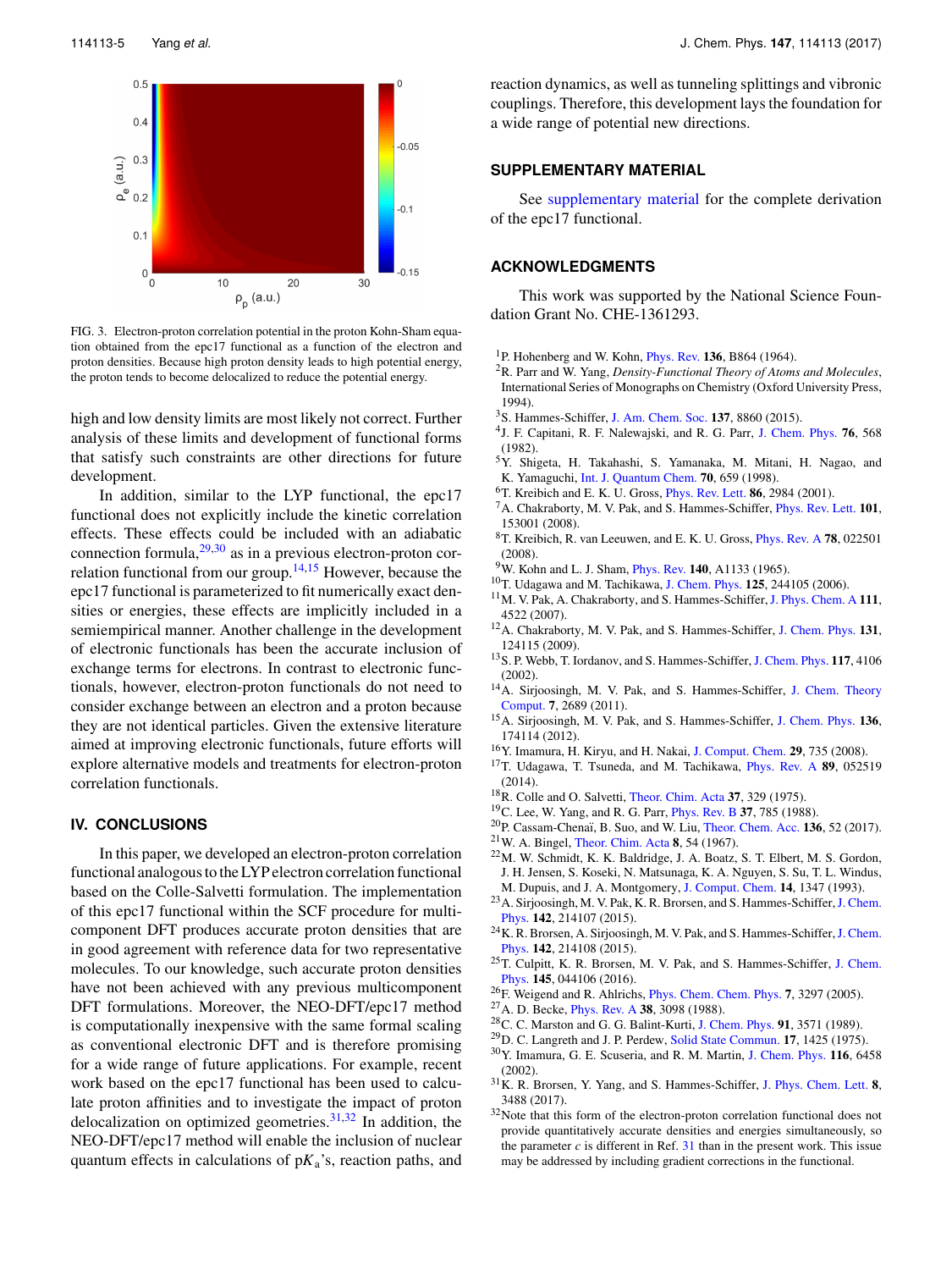0.5
0.4
0.3
$\rho_e$ (a.u.)
0.2
0.1
0
0
10
20
30
$\rho_p$ (a.u.)
0
-0.05
-0.1
-0.15

FIG. 3. Electron-proton correlation potential in the proton Kohn-Sham equation obtained from the epc17 functional as a function of the electron and proton densities. Because high proton density leads to high potential energy, the proton tends to become delocalized to reduce the potential energy.

high and low density limits are most likely not correct. Further analysis of these limits and development of functional forms that satisfy such constraints are other directions for future development.

In addition, similar to the LYP functional, the epc17 functional does not explicitly include the kinetic correlation effects. These effects could be included with an adiabatic connection formula,[29,30] as in a previous electron-proton correlation functional from our group.[14,15] However, because the epc17 functional is parameterized to fit numerically exact densities or energies, these effects are implicitly included in a semiempirical manner. Another challenge in the development of electronic functionals has been the accurate inclusion of exchange terms for electrons. In contrast to electronic functionals, however, electron-proton functionals do not need to consider exchange between an electron and a proton because they are not identical particles. Given the extensive literature aimed at improving electronic functionals, future efforts will explore alternative models and treatments for electron-proton correlation functionals.

## IV. CONCLUSIONS

In this paper, we developed an electron-proton correlation functional analogous to the LYP electron correlation functional based on the Colle-Salvetti formulation. The implementation of this epc17 functional within the SCF procedure for multicomponent DFT produces accurate proton densities that are in good agreement with reference data for two representative molecules. To our knowledge, such accurate proton densities have not been achieved with any previous multicomponent DFT formulations. Moreover, the NEO-DFT/epc17 method is computationally inexpensive with the same formal scaling as conventional electronic DFT and is therefore promising for a wide range of future applications. For example, recent work based on the epc17 functional has been used to calculate proton affinities and to investigate the impact of proton delocalization on optimized geometries.[31,32] In addition, the NEO-DFT/epc17 method will enable the inclusion of nuclear quantum effects in calculations of p$K_a$'s, reaction paths, and reaction dynamics, as well as tunneling splittings and vibronic couplings. Therefore, this development lays the foundation for a wide range of potential new directions.

## SUPPLEMENTARY MATERIAL

See supplementary material for the complete derivation of the epc17 functional.

## ACKNOWLEDGMENTS

This work was supported by the National Science Foundation Grant No. CHE-1361293.

[1] P. Hohenberg and W. Kohn, Phys. Rev. **136**, B864 (1964).
[2] R. Parr and W. Yang, *Density-Functional Theory of Atoms and Molecules*, International Series of Monographs on Chemistry (Oxford University Press, 1994).
[3] S. Hammes-Schiffer, J. Am. Chem. Soc. **137**, 8860 (2015).
[4] J. F. Capitani, R. F. Nalewajski, and R. G. Parr, J. Chem. Phys. **76**, 568 (1982).
[5] Y. Shigeta, H. Takahashi, S. Yamanaka, M. Mitani, H. Nagao, and K. Yamaguchi, Int. J. Quantum Chem. **70**, 659 (1998).
[6] T. Kreibich and E. K. U. Gross, Phys. Rev. Lett. **86**, 2984 (2001).
[7] A. Chakraborty, M. V. Pak, and S. Hammes-Schiffer, Phys. Rev. Lett. **101**, 153001 (2008).
[8] T. Kreibich, R. van Leeuwen, and E. K. U. Gross, Phys. Rev. A **78**, 022501 (2008).
[9] W. Kohn and L. J. Sham, Phys. Rev. **140**, A1133 (1965).
[10] T. Udagawa and M. Tachikawa, J. Chem. Phys. **125**, 244105 (2006).
[11] M. V. Pak, A. Chakraborty, and S. Hammes-Schiffer, J. Phys. Chem. A **111**, 4522 (2007).
[12] A. Chakraborty, M. V. Pak, and S. Hammes-Schiffer, J. Chem. Phys. **131**, 124115 (2009).
[13] S. P. Webb, T. Iordanov, and S. Hammes-Schiffer, J. Chem. Phys. **117**, 4106 (2002).
[14] A. Sirjoosingh, M. V. Pak, and S. Hammes-Schiffer, J. Chem. Theory Comput. **7**, 2689 (2011).
[15] A. Sirjoosingh, M. V. Pak, and S. Hammes-Schiffer, J. Chem. Phys. **136**, 174114 (2012).
[16] Y. Imamura, H. Kiryu, and H. Nakai, J. Comput. Chem. **29**, 735 (2008).
[17] T. Udagawa, T. Tsuneda, and M. Tachikawa, Phys. Rev. A **89**, 052519 (2014).
[18] R. Colle and O. Salvetti, Theor. Chim. Acta **37**, 329 (1975).
[19] C. Lee, W. Yang, and R. G. Parr, Phys. Rev. B **37**, 785 (1988).
[20] P. Cassam-Chenaï, B. Suo, and W. Liu, Theor. Chem. Acc. **136**, 52 (2017).
[21] W. A. Bingel, Theor. Chim. Acta **8**, 54 (1967).
[22] M. W. Schmidt, K. K. Baldridge, J. A. Boatz, S. T. Elbert, M. S. Gordon, J. H. Jensen, S. Koseki, N. Matsunaga, K. A. Nguyen, S. Su, T. L. Windus, M. Dupuis, and J. A. Montgomery, J. Comput. Chem. **14**, 1347 (1993).
[23] A. Sirjoosingh, M. V. Pak, K. R. Brorsen, and S. Hammes-Schiffer, J. Chem. Phys. **142**, 214107 (2015).
[24] K. R. Brorsen, A. Sirjoosingh, M. V. Pak, and S. Hammes-Schiffer, J. Chem. Phys. **142**, 214108 (2015).
[25] T. Culpitt, K. R. Brorsen, M. V. Pak, and S. Hammes-Schiffer, J. Chem. Phys. **145**, 044106 (2016).
[26] F. Weigend and R. Ahlrichs, Phys. Chem. Chem. Phys. **7**, 3297 (2005).
[27] A. D. Becke, Phys. Rev. A **38**, 3098 (1988).
[28] C. C. Marston and G. G. Balint-Kurti, J. Chem. Phys. **91**, 3571 (1989).
[29] D. C. Langreth and J. P. Perdew, Solid State Commun. **17**, 1425 (1975).
[30] Y. Imamura, G. E. Scuseria, and R. M. Martin, J. Chem. Phys. **116**, 6458 (2002).
[31] K. R. Brorsen, Y. Yang, and S. Hammes-Schiffer, J. Phys. Chem. Lett. **8**, 3488 (2017).
[32] Note that this form of the electron-proton correlation functional does not provide quantitatively accurate densities and energies simultaneously, so the parameter $c$ is different in Ref. 31 than in the present work. This issue may be addressed by including gradient corrections in the functional.